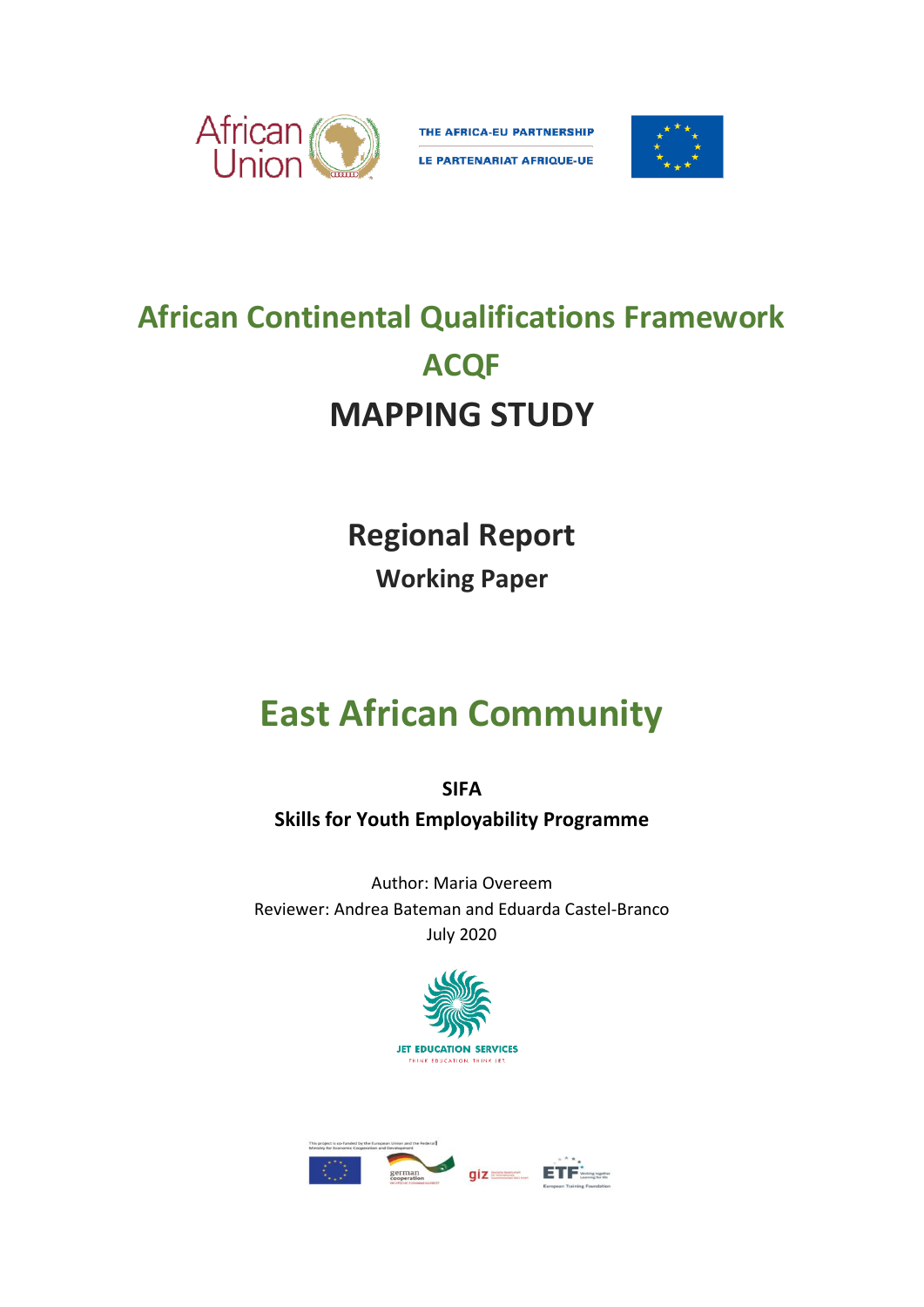African Union

THE AFRICA-EU PARTNERSHIP

LE PARTENARIAT AFRIQUE-UE

# African Continental Qualifications Framework ACQF

# MAPPING STUDY

## Regional Report

### Working Paper

# East African Community

**SIFA**

**Skills for Youth Employability Programme**

Author: Maria Overeem

Reviewer: Andrea Bateman and Eduarda Castel-Branco

July 2020

JET EDUCATION SERVICES

THINK EDUCATION. THINK JET.

This project is co-funded by the European Union and the Federal Ministry for Economic Cooperation and Development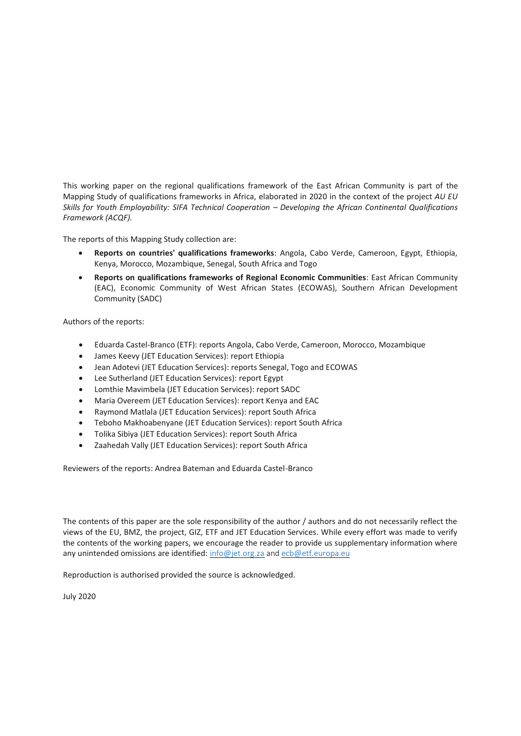This working paper on the regional qualifications framework of the East African Community is part of the Mapping Study of qualifications frameworks in Africa, elaborated in 2020 in the context of the project *AU EU Skills for Youth Employability: SIFA Technical Cooperation – Developing the African Continental Qualifications Framework (ACQF).*

The reports of this Mapping Study collection are:

- **Reports on countries' qualifications frameworks**: Angola, Cabo Verde, Cameroon, Egypt, Ethiopia, Kenya, Morocco, Mozambique, Senegal, South Africa and Togo
- **Reports on qualifications frameworks of Regional Economic Communities**: East African Community (EAC), Economic Community of West African States (ECOWAS), Southern African Development Community (SADC)

Authors of the reports:

- Eduarda Castel-Branco (ETF): reports Angola, Cabo Verde, Cameroon, Morocco, Mozambique
- James Keevy (JET Education Services): report Ethiopia
- Jean Adotevi (JET Education Services): reports Senegal, Togo and ECOWAS
- Lee Sutherland (JET Education Services): report Egypt
- Lomthie Mavimbela (JET Education Services): report SADC
- Maria Overeem (JET Education Services): report Kenya and EAC
- Raymond Matlala (JET Education Services): report South Africa
- Teboho Makhoabenyane (JET Education Services): report South Africa
- Tolika Sibiya (JET Education Services): report South Africa
- Zaahedah Vally (JET Education Services): report South Africa

Reviewers of the reports: Andrea Bateman and Eduarda Castel-Branco

The contents of this paper are the sole responsibility of the author / authors and do not necessarily reflect the views of the EU, BMZ, the project, GIZ, ETF and JET Education Services. While every effort was made to verify the contents of the working papers, we encourage the reader to provide us supplementary information where any unintended omissions are identified: info@jet.org.za and ecb@etf.europa.eu

Reproduction is authorised provided the source is acknowledged.

July 2020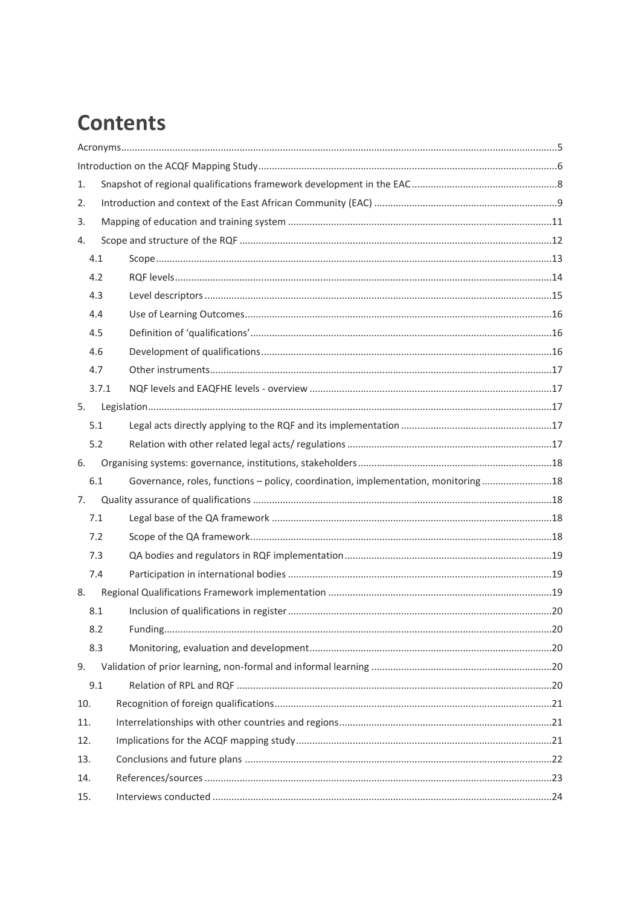# Contents

Acronyms .....5

Introduction on the ACQF Mapping Study .....6

1. Snapshot of regional qualifications framework development in the EAC .....8
2. Introduction and context of the East African Community (EAC) .....9
3. Mapping of education and training system .....11
4. Scope and structure of the RQF .....12
   - 4.1 Scope .....13
   - 4.2 RQF levels .....14
   - 4.3 Level descriptors .....15
   - 4.4 Use of Learning Outcomes .....16
   - 4.5 Definition of 'qualifications' .....16
   - 4.6 Development of qualifications .....16
   - 4.7 Other instruments .....17
   - 3.7.1 NQF levels and EAQFHE levels - overview .....17
5. Legislation .....17
   - 5.1 Legal acts directly applying to the RQF and its implementation .....17
   - 5.2 Relation with other related legal acts/ regulations .....17
6. Organising systems: governance, institutions, stakeholders .....18
   - 6.1 Governance, roles, functions – policy, coordination, implementation, monitoring .....18
7. Quality assurance of qualifications .....18
   - 7.1 Legal base of the QA framework .....18
   - 7.2 Scope of the QA framework .....18
   - 7.3 QA bodies and regulators in RQF implementation .....19
   - 7.4 Participation in international bodies .....19
8. Regional Qualifications Framework implementation .....19
   - 8.1 Inclusion of qualifications in register .....20
   - 8.2 Funding .....20
   - 8.3 Monitoring, evaluation and development .....20
9. Validation of prior learning, non-formal and informal learning .....20
   - 9.1 Relation of RPL and RQF .....20
10. Recognition of foreign qualifications .....21
11. Interrelationships with other countries and regions .....21
12. Implications for the ACQF mapping study .....21
13. Conclusions and future plans .....22
14. References/sources .....23
15. Interviews conducted .....24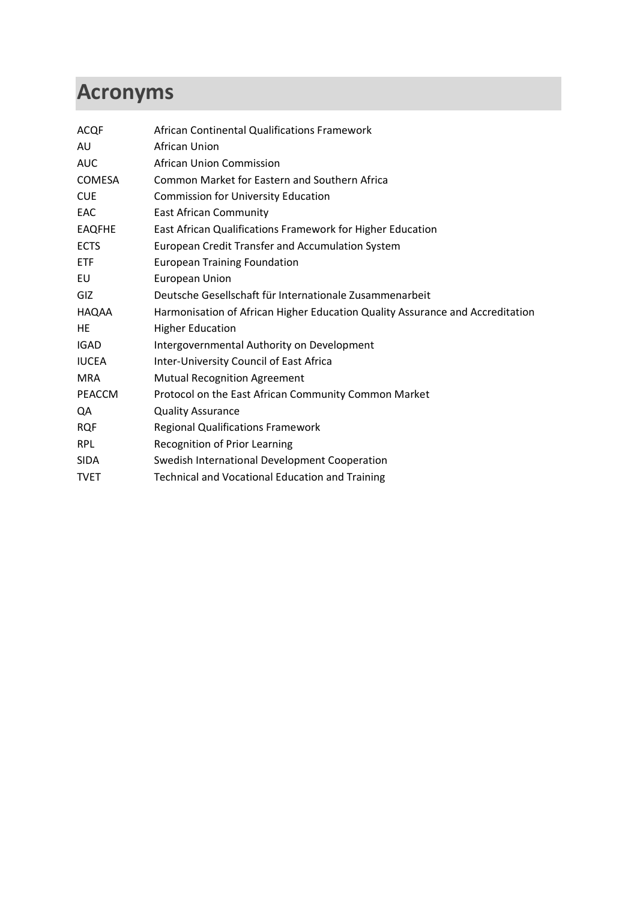# Acronyms

| | |
|---|---|
| ACQF | African Continental Qualifications Framework |
| AU | African Union |
| AUC | African Union Commission |
| COMESA | Common Market for Eastern and Southern Africa |
| CUE | Commission for University Education |
| EAC | East African Community |
| EAQFHE | East African Qualifications Framework for Higher Education |
| ECTS | European Credit Transfer and Accumulation System |
| ETF | European Training Foundation |
| EU | European Union |
| GIZ | Deutsche Gesellschaft für Internationale Zusammenarbeit |
| HAQAA | Harmonisation of African Higher Education Quality Assurance and Accreditation |
| HE | Higher Education |
| IGAD | Intergovernmental Authority on Development |
| IUCEA | Inter-University Council of East Africa |
| MRA | Mutual Recognition Agreement |
| PEACCM | Protocol on the East African Community Common Market |
| QA | Quality Assurance |
| RQF | Regional Qualifications Framework |
| RPL | Recognition of Prior Learning |
| SIDA | Swedish International Development Cooperation |
| TVET | Technical and Vocational Education and Training |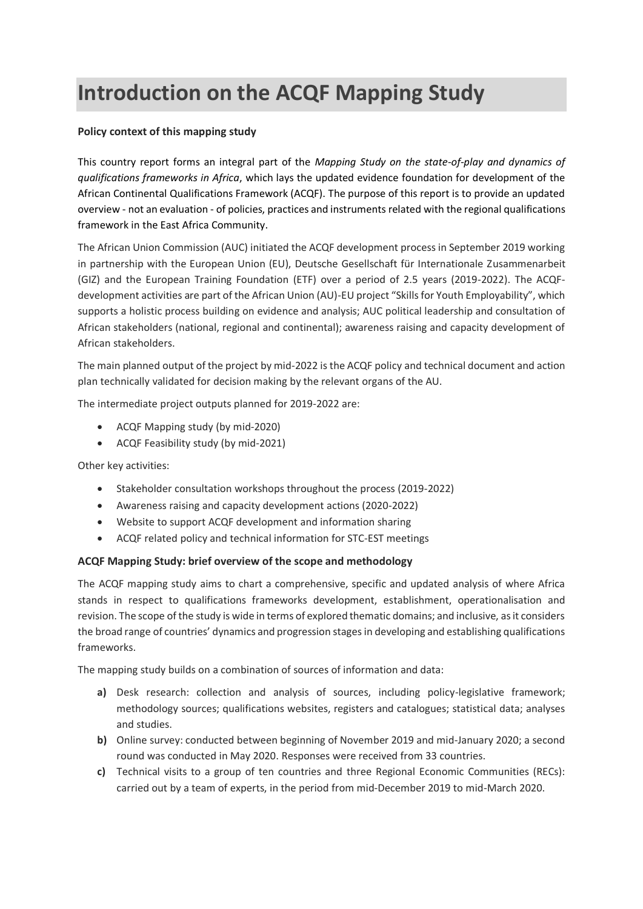# Introduction on the ACQF Mapping Study

**Policy context of this mapping study**

This country report forms an integral part of the *Mapping Study on the state-of-play and dynamics of qualifications frameworks in Africa*, which lays the updated evidence foundation for development of the African Continental Qualifications Framework (ACQF). The purpose of this report is to provide an updated overview - not an evaluation - of policies, practices and instruments related with the regional qualifications framework in the East Africa Community.

The African Union Commission (AUC) initiated the ACQF development process in September 2019 working in partnership with the European Union (EU), Deutsche Gesellschaft für Internationale Zusammenarbeit (GIZ) and the European Training Foundation (ETF) over a period of 2.5 years (2019-2022). The ACQF-development activities are part of the African Union (AU)-EU project "Skills for Youth Employability", which supports a holistic process building on evidence and analysis; AUC political leadership and consultation of African stakeholders (national, regional and continental); awareness raising and capacity development of African stakeholders.

The main planned output of the project by mid-2022 is the ACQF policy and technical document and action plan technically validated for decision making by the relevant organs of the AU.

The intermediate project outputs planned for 2019-2022 are:

- ACQF Mapping study (by mid-2020)
- ACQF Feasibility study (by mid-2021)

Other key activities:

- Stakeholder consultation workshops throughout the process (2019-2022)
- Awareness raising and capacity development actions (2020-2022)
- Website to support ACQF development and information sharing
- ACQF related policy and technical information for STC-EST meetings

**ACQF Mapping Study: brief overview of the scope and methodology**

The ACQF mapping study aims to chart a comprehensive, specific and updated analysis of where Africa stands in respect to qualifications frameworks development, establishment, operationalisation and revision. The scope of the study is wide in terms of explored thematic domains; and inclusive, as it considers the broad range of countries' dynamics and progression stages in developing and establishing qualifications frameworks.

The mapping study builds on a combination of sources of information and data:

**a)** Desk research: collection and analysis of sources, including policy-legislative framework; methodology sources; qualifications websites, registers and catalogues; statistical data; analyses and studies.

**b)** Online survey: conducted between beginning of November 2019 and mid-January 2020; a second round was conducted in May 2020. Responses were received from 33 countries.

**c)** Technical visits to a group of ten countries and three Regional Economic Communities (RECs): carried out by a team of experts, in the period from mid-December 2019 to mid-March 2020.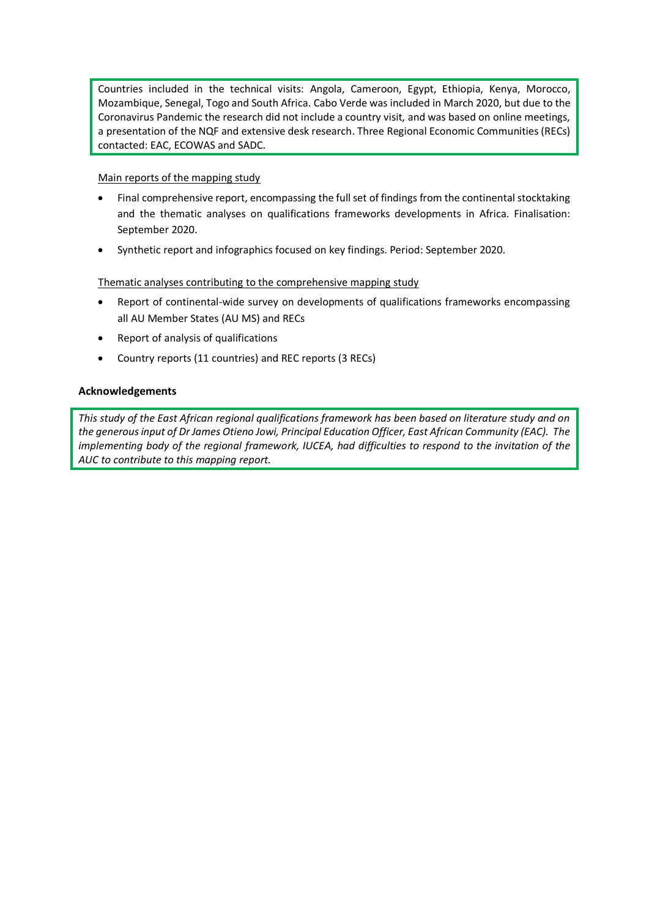Countries included in the technical visits: Angola, Cameroon, Egypt, Ethiopia, Kenya, Morocco, Mozambique, Senegal, Togo and South Africa. Cabo Verde was included in March 2020, but due to the Coronavirus Pandemic the research did not include a country visit, and was based on online meetings, a presentation of the NQF and extensive desk research. Three Regional Economic Communities (RECs) contacted: EAC, ECOWAS and SADC.

<u>Main reports of the mapping study</u>

- Final comprehensive report, encompassing the full set of findings from the continental stocktaking and the thematic analyses on qualifications frameworks developments in Africa. Finalisation: September 2020.
- Synthetic report and infographics focused on key findings. Period: September 2020.

<u>Thematic analyses contributing to the comprehensive mapping study</u>

- Report of continental-wide survey on developments of qualifications frameworks encompassing all AU Member States (AU MS) and RECs
- Report of analysis of qualifications
- Country reports (11 countries) and REC reports (3 RECs)

**Acknowledgements**

*This study of the East African regional qualifications framework has been based on literature study and on the generous input of Dr James Otieno Jowi, Principal Education Officer, East African Community (EAC). The implementing body of the regional framework, IUCEA, had difficulties to respond to the invitation of the AUC to contribute to this mapping report.*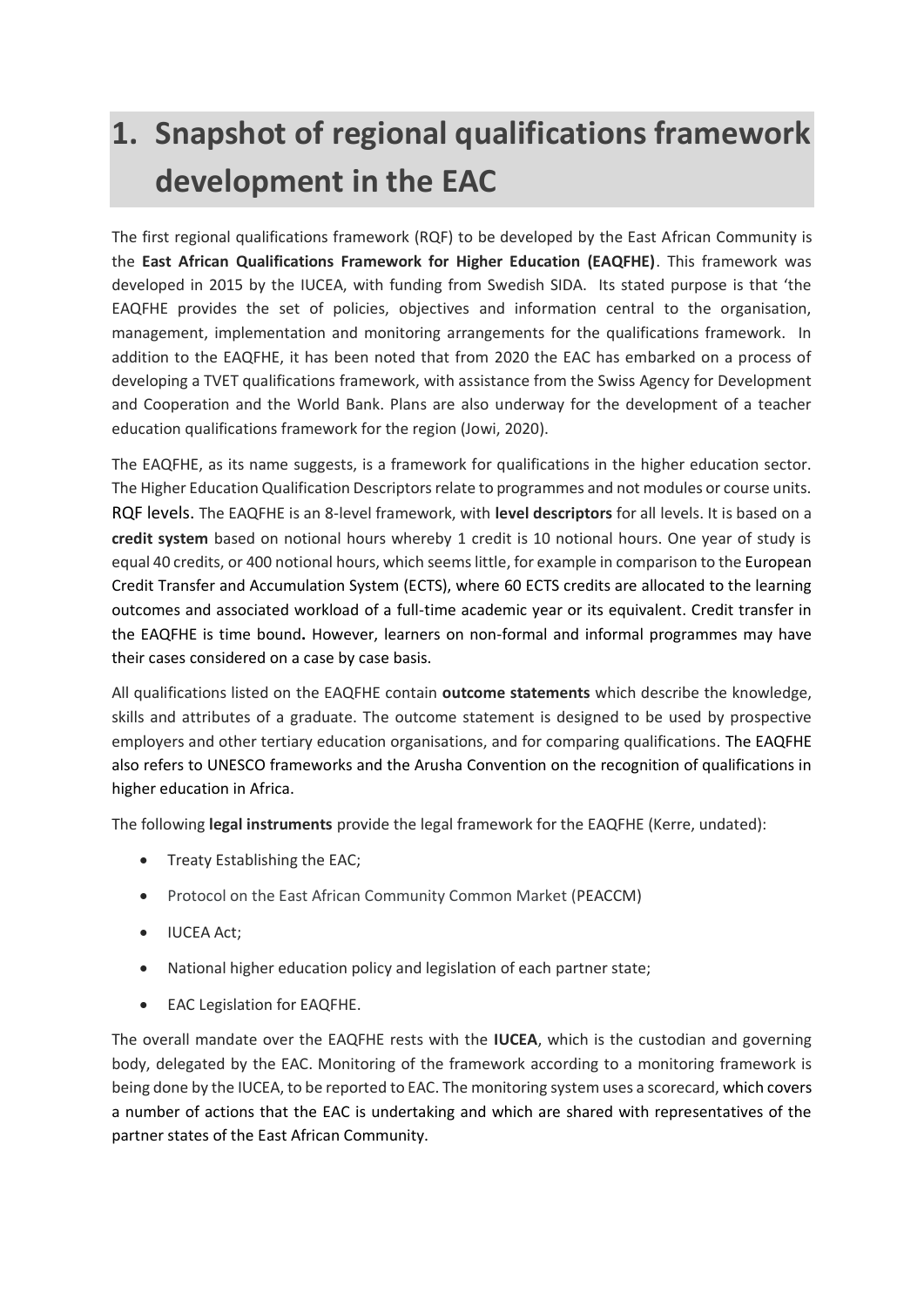# 1. Snapshot of regional qualifications framework development in the EAC

The first regional qualifications framework (RQF) to be developed by the East African Community is the **East African Qualifications Framework for Higher Education (EAQFHE)**. This framework was developed in 2015 by the IUCEA, with funding from Swedish SIDA. Its stated purpose is that 'the EAQFHE provides the set of policies, objectives and information central to the organisation, management, implementation and monitoring arrangements for the qualifications framework. In addition to the EAQFHE, it has been noted that from 2020 the EAC has embarked on a process of developing a TVET qualifications framework, with assistance from the Swiss Agency for Development and Cooperation and the World Bank. Plans are also underway for the development of a teacher education qualifications framework for the region (Jowi, 2020).

The EAQFHE, as its name suggests, is a framework for qualifications in the higher education sector. The Higher Education Qualification Descriptors relate to programmes and not modules or course units. RQF levels. The EAQFHE is an 8-level framework, with **level descriptors** for all levels. It is based on a **credit system** based on notional hours whereby 1 credit is 10 notional hours. One year of study is equal 40 credits, or 400 notional hours, which seems little, for example in comparison to the European Credit Transfer and Accumulation System (ECTS), where 60 ECTS credits are allocated to the learning outcomes and associated workload of a full-time academic year or its equivalent. Credit transfer in the EAQFHE is time bound**.** However, learners on non-formal and informal programmes may have their cases considered on a case by case basis.

All qualifications listed on the EAQFHE contain **outcome statements** which describe the knowledge, skills and attributes of a graduate. The outcome statement is designed to be used by prospective employers and other tertiary education organisations, and for comparing qualifications. The EAQFHE also refers to UNESCO frameworks and the Arusha Convention on the recognition of qualifications in higher education in Africa.

The following **legal instruments** provide the legal framework for the EAQFHE (Kerre, undated):

- Treaty Establishing the EAC;
- Protocol on the East African Community Common Market (PEACCM)
- IUCEA Act;
- National higher education policy and legislation of each partner state;
- EAC Legislation for EAQFHE.

The overall mandate over the EAQFHE rests with the **IUCEA**, which is the custodian and governing body, delegated by the EAC. Monitoring of the framework according to a monitoring framework is being done by the IUCEA, to be reported to EAC. The monitoring system uses a scorecard, which covers a number of actions that the EAC is undertaking and which are shared with representatives of the partner states of the East African Community.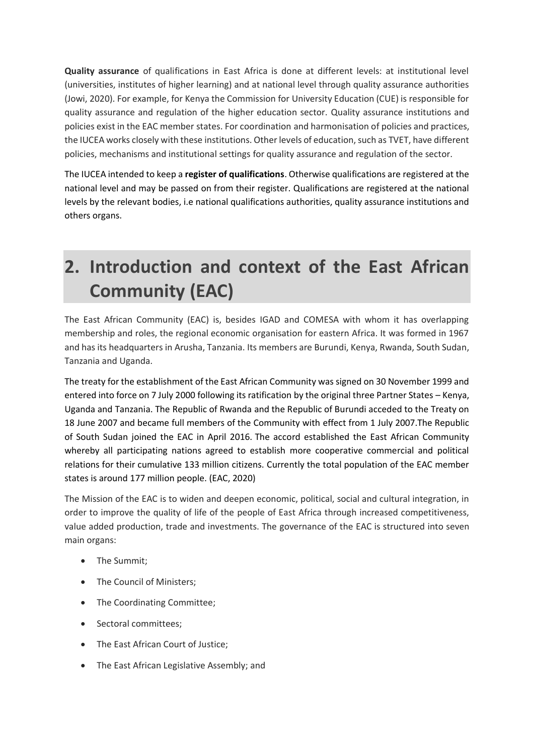**Quality assurance** of qualifications in East Africa is done at different levels: at institutional level (universities, institutes of higher learning) and at national level through quality assurance authorities (Jowi, 2020). For example, for Kenya the Commission for University Education (CUE) is responsible for quality assurance and regulation of the higher education sector. Quality assurance institutions and policies exist in the EAC member states. For coordination and harmonisation of policies and practices, the IUCEA works closely with these institutions. Other levels of education, such as TVET, have different policies, mechanisms and institutional settings for quality assurance and regulation of the sector.

The IUCEA intended to keep a **register of qualifications**. Otherwise qualifications are registered at the national level and may be passed on from their register. Qualifications are registered at the national levels by the relevant bodies, i.e national qualifications authorities, quality assurance institutions and others organs.

# 2. Introduction and context of the East African Community (EAC)

The East African Community (EAC) is, besides IGAD and COMESA with whom it has overlapping membership and roles, the regional economic organisation for eastern Africa. It was formed in 1967 and has its headquarters in Arusha, Tanzania. Its members are Burundi, Kenya, Rwanda, South Sudan, Tanzania and Uganda.

The treaty for the establishment of the East African Community was signed on 30 November 1999 and entered into force on 7 July 2000 following its ratification by the original three Partner States – Kenya, Uganda and Tanzania. The Republic of Rwanda and the Republic of Burundi acceded to the Treaty on 18 June 2007 and became full members of the Community with effect from 1 July 2007.The Republic of South Sudan joined the EAC in April 2016. The accord established the East African Community whereby all participating nations agreed to establish more cooperative commercial and political relations for their cumulative 133 million citizens. Currently the total population of the EAC member states is around 177 million people. (EAC, 2020)

The Mission of the EAC is to widen and deepen economic, political, social and cultural integration, in order to improve the quality of life of the people of East Africa through increased competitiveness, value added production, trade and investments. The governance of the EAC is structured into seven main organs:

- The Summit;
- The Council of Ministers;
- The Coordinating Committee;
- Sectoral committees;
- The East African Court of Justice;
- The East African Legislative Assembly; and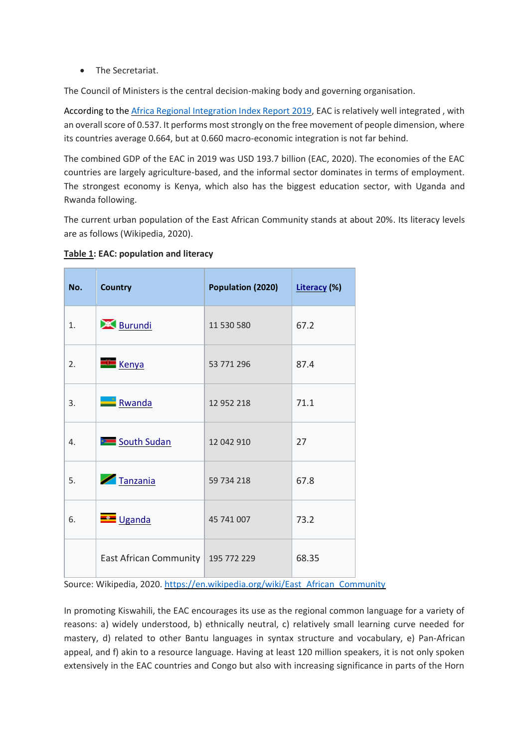- The Secretariat.

The Council of Ministers is the central decision-making body and governing organisation.

According to the Africa Regional Integration Index Report 2019, EAC is relatively well integrated , with an overall score of 0.537. It performs most strongly on the free movement of people dimension, where its countries average 0.664, but at 0.660 macro-economic integration is not far behind.

The combined GDP of the EAC in 2019 was USD 193.7 billion (EAC, 2020). The economies of the EAC countries are largely agriculture-based, and the informal sector dominates in terms of employment. The strongest economy is Kenya, which also has the biggest education sector, with Uganda and Rwanda following.

The current urban population of the East African Community stands at about 20%. Its literacy levels are as follows (Wikipedia, 2020).

**Table 1: EAC: population and literacy**

| No. | Country | Population (2020) | Literacy (%) |
|---|---|---|---|
| 1. | Burundi | 11 530 580 | 67.2 |
| 2. | Kenya | 53 771 296 | 87.4 |
| 3. | Rwanda | 12 952 218 | 71.1 |
| 4. | South Sudan | 12 042 910 | 27 |
| 5. | Tanzania | 59 734 218 | 67.8 |
| 6. | Uganda | 45 741 007 | 73.2 |
| | East African Community | 195 772 229 | 68.35 |

Source: Wikipedia, 2020. https://en.wikipedia.org/wiki/East_African_Community

In promoting Kiswahili, the EAC encourages its use as the regional common language for a variety of reasons: a) widely understood, b) ethnically neutral, c) relatively small learning curve needed for mastery, d) related to other Bantu languages in syntax structure and vocabulary, e) Pan-African appeal, and f) akin to a resource language. Having at least 120 million speakers, it is not only spoken extensively in the EAC countries and Congo but also with increasing significance in parts of the Horn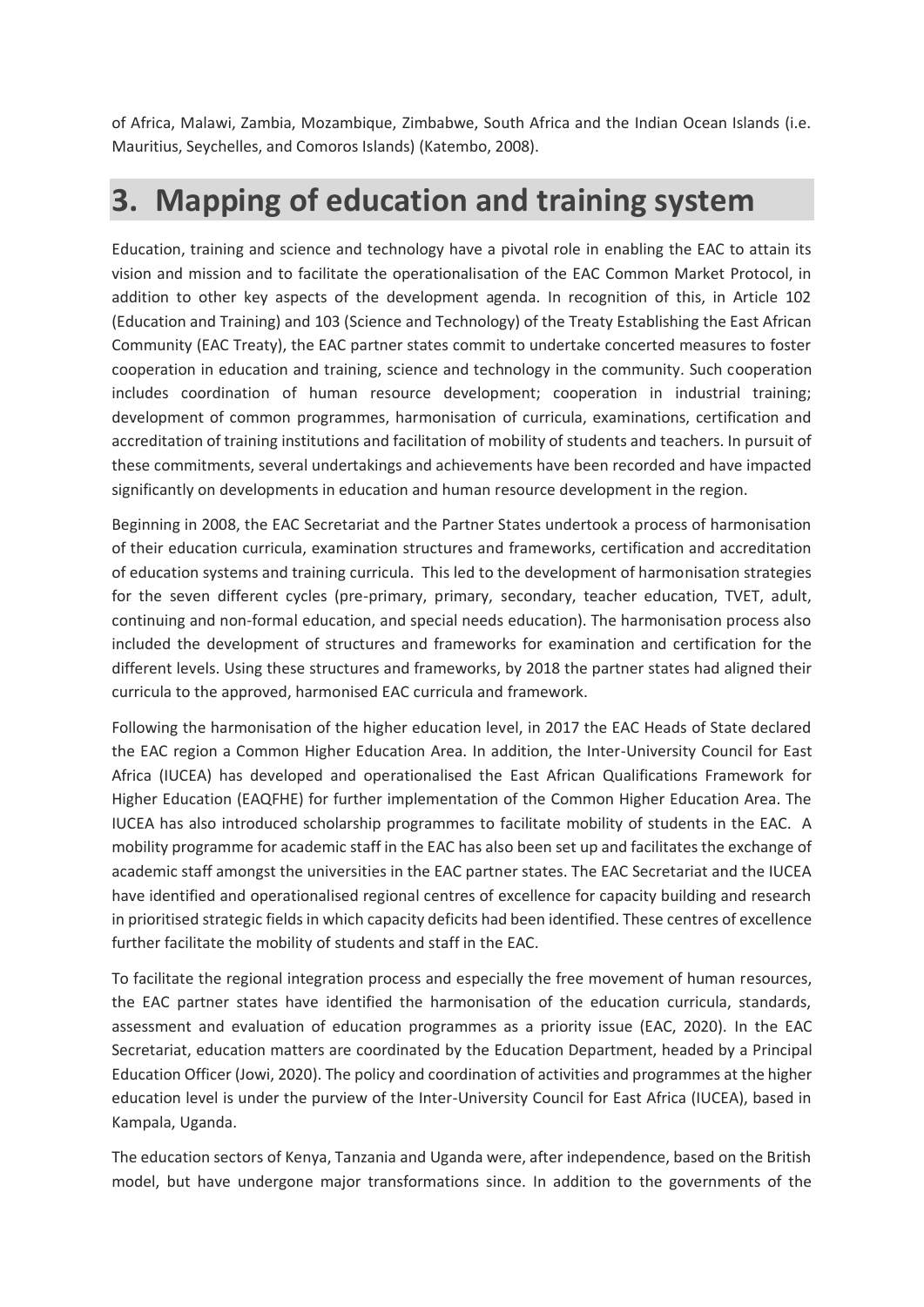of Africa, Malawi, Zambia, Mozambique, Zimbabwe, South Africa and the Indian Ocean Islands (i.e. Mauritius, Seychelles, and Comoros Islands) (Katembo, 2008).

# 3. Mapping of education and training system

Education, training and science and technology have a pivotal role in enabling the EAC to attain its vision and mission and to facilitate the operationalisation of the EAC Common Market Protocol, in addition to other key aspects of the development agenda. In recognition of this, in Article 102 (Education and Training) and 103 (Science and Technology) of the Treaty Establishing the East African Community (EAC Treaty), the EAC partner states commit to undertake concerted measures to foster cooperation in education and training, science and technology in the community. Such cooperation includes coordination of human resource development; cooperation in industrial training; development of common programmes, harmonisation of curricula, examinations, certification and accreditation of training institutions and facilitation of mobility of students and teachers. In pursuit of these commitments, several undertakings and achievements have been recorded and have impacted significantly on developments in education and human resource development in the region.

Beginning in 2008, the EAC Secretariat and the Partner States undertook a process of harmonisation of their education curricula, examination structures and frameworks, certification and accreditation of education systems and training curricula. This led to the development of harmonisation strategies for the seven different cycles (pre-primary, primary, secondary, teacher education, TVET, adult, continuing and non-formal education, and special needs education). The harmonisation process also included the development of structures and frameworks for examination and certification for the different levels. Using these structures and frameworks, by 2018 the partner states had aligned their curricula to the approved, harmonised EAC curricula and framework.

Following the harmonisation of the higher education level, in 2017 the EAC Heads of State declared the EAC region a Common Higher Education Area. In addition, the Inter-University Council for East Africa (IUCEA) has developed and operationalised the East African Qualifications Framework for Higher Education (EAQFHE) for further implementation of the Common Higher Education Area. The IUCEA has also introduced scholarship programmes to facilitate mobility of students in the EAC. A mobility programme for academic staff in the EAC has also been set up and facilitates the exchange of academic staff amongst the universities in the EAC partner states. The EAC Secretariat and the IUCEA have identified and operationalised regional centres of excellence for capacity building and research in prioritised strategic fields in which capacity deficits had been identified. These centres of excellence further facilitate the mobility of students and staff in the EAC.

To facilitate the regional integration process and especially the free movement of human resources, the EAC partner states have identified the harmonisation of the education curricula, standards, assessment and evaluation of education programmes as a priority issue (EAC, 2020). In the EAC Secretariat, education matters are coordinated by the Education Department, headed by a Principal Education Officer (Jowi, 2020). The policy and coordination of activities and programmes at the higher education level is under the purview of the Inter-University Council for East Africa (IUCEA), based in Kampala, Uganda.

The education sectors of Kenya, Tanzania and Uganda were, after independence, based on the British model, but have undergone major transformations since. In addition to the governments of the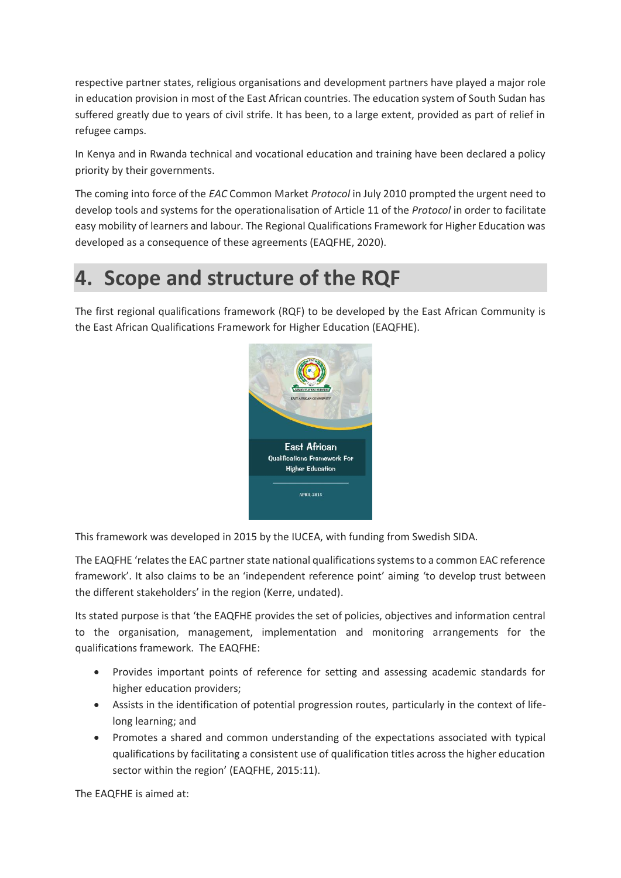respective partner states, religious organisations and development partners have played a major role in education provision in most of the East African countries. The education system of South Sudan has suffered greatly due to years of civil strife. It has been, to a large extent, provided as part of relief in refugee camps.

In Kenya and in Rwanda technical and vocational education and training have been declared a policy priority by their governments.

The coming into force of the *EAC* Common Market *Protocol* in July 2010 prompted the urgent need to develop tools and systems for the operationalisation of Article 11 of the *Protocol* in order to facilitate easy mobility of learners and labour. The Regional Qualifications Framework for Higher Education was developed as a consequence of these agreements (EAQFHE, 2020).

# 4. Scope and structure of the RQF

The first regional qualifications framework (RQF) to be developed by the East African Community is the East African Qualifications Framework for Higher Education (EAQFHE).

This framework was developed in 2015 by the IUCEA, with funding from Swedish SIDA.

The EAQFHE 'relates the EAC partner state national qualifications systems to a common EAC reference framework'. It also claims to be an 'independent reference point' aiming 'to develop trust between the different stakeholders' in the region (Kerre, undated).

Its stated purpose is that 'the EAQFHE provides the set of policies, objectives and information central to the organisation, management, implementation and monitoring arrangements for the qualifications framework. The EAQFHE:

- Provides important points of reference for setting and assessing academic standards for higher education providers;
- Assists in the identification of potential progression routes, particularly in the context of life-long learning; and
- Promotes a shared and common understanding of the expectations associated with typical qualifications by facilitating a consistent use of qualification titles across the higher education sector within the region' (EAQFHE, 2015:11).

The EAQFHE is aimed at: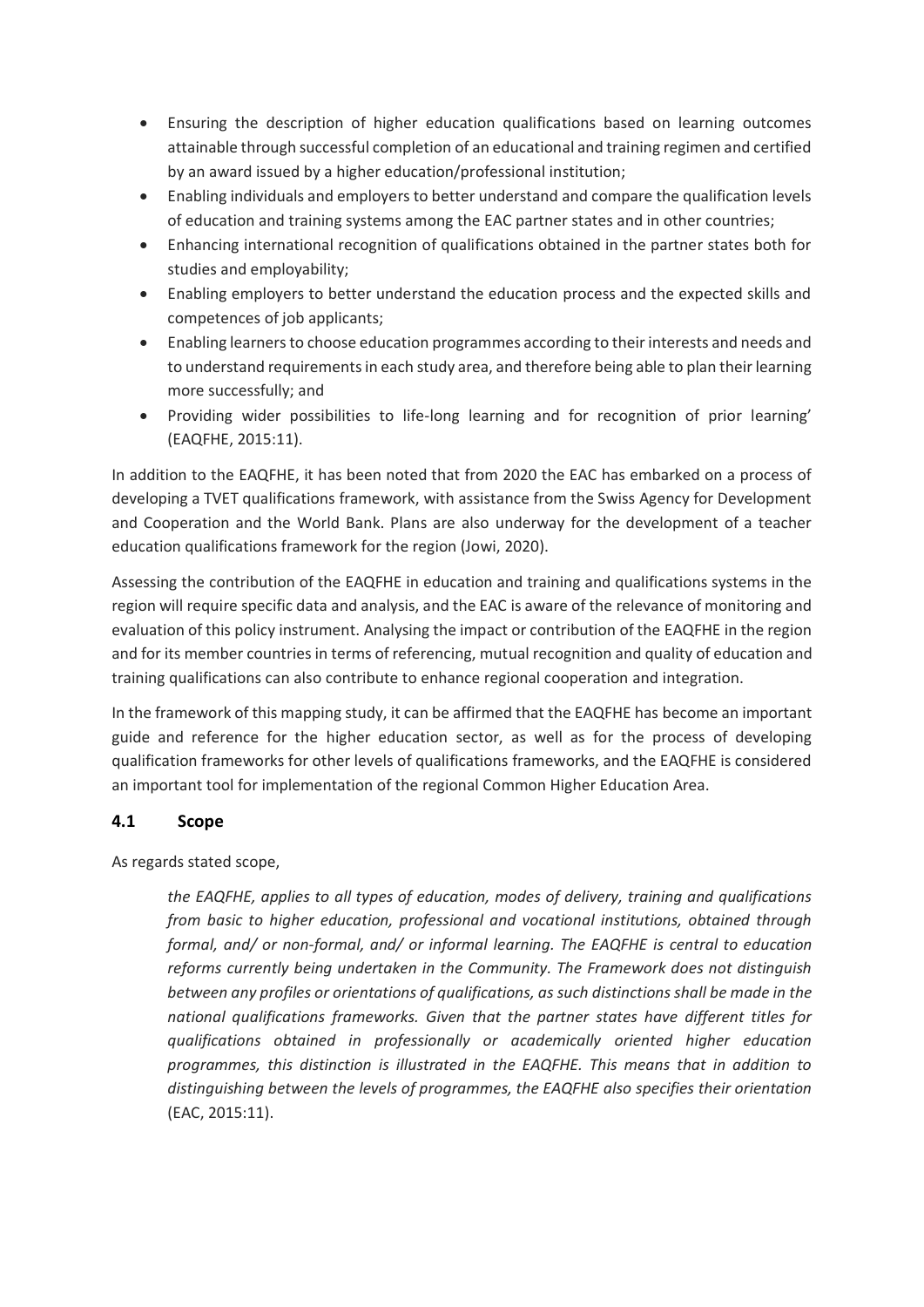- Ensuring the description of higher education qualifications based on learning outcomes attainable through successful completion of an educational and training regimen and certified by an award issued by a higher education/professional institution;
- Enabling individuals and employers to better understand and compare the qualification levels of education and training systems among the EAC partner states and in other countries;
- Enhancing international recognition of qualifications obtained in the partner states both for studies and employability;
- Enabling employers to better understand the education process and the expected skills and competences of job applicants;
- Enabling learners to choose education programmes according to their interests and needs and to understand requirements in each study area, and therefore being able to plan their learning more successfully; and
- Providing wider possibilities to life-long learning and for recognition of prior learning' (EAQFHE, 2015:11).

In addition to the EAQFHE, it has been noted that from 2020 the EAC has embarked on a process of developing a TVET qualifications framework, with assistance from the Swiss Agency for Development and Cooperation and the World Bank. Plans are also underway for the development of a teacher education qualifications framework for the region (Jowi, 2020).

Assessing the contribution of the EAQFHE in education and training and qualifications systems in the region will require specific data and analysis, and the EAC is aware of the relevance of monitoring and evaluation of this policy instrument. Analysing the impact or contribution of the EAQFHE in the region and for its member countries in terms of referencing, mutual recognition and quality of education and training qualifications can also contribute to enhance regional cooperation and integration.

In the framework of this mapping study, it can be affirmed that the EAQFHE has become an important guide and reference for the higher education sector, as well as for the process of developing qualification frameworks for other levels of qualifications frameworks, and the EAQFHE is considered an important tool for implementation of the regional Common Higher Education Area.

## 4.1 Scope

As regards stated scope,

> *the EAQFHE, applies to all types of education, modes of delivery, training and qualifications from basic to higher education, professional and vocational institutions, obtained through formal, and/ or non-formal, and/ or informal learning. The EAQFHE is central to education reforms currently being undertaken in the Community. The Framework does not distinguish between any profiles or orientations of qualifications, as such distinctions shall be made in the national qualifications frameworks. Given that the partner states have different titles for qualifications obtained in professionally or academically oriented higher education programmes, this distinction is illustrated in the EAQFHE. This means that in addition to distinguishing between the levels of programmes, the EAQFHE also specifies their orientation* (EAC, 2015:11).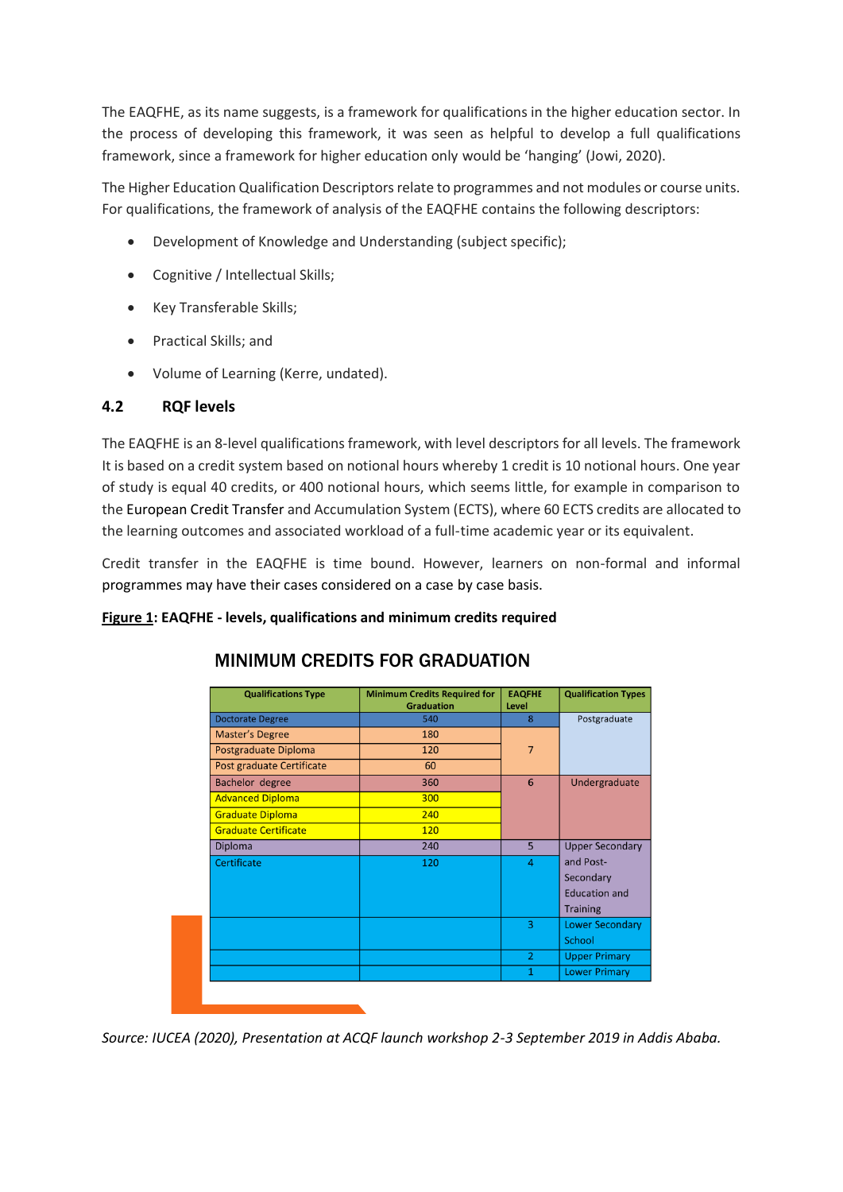The EAQFHE, as its name suggests, is a framework for qualifications in the higher education sector. In the process of developing this framework, it was seen as helpful to develop a full qualifications framework, since a framework for higher education only would be 'hanging' (Jowi, 2020).

The Higher Education Qualification Descriptors relate to programmes and not modules or course units. For qualifications, the framework of analysis of the EAQFHE contains the following descriptors:

- Development of Knowledge and Understanding (subject specific);
- Cognitive / Intellectual Skills;
- Key Transferable Skills;
- Practical Skills; and
- Volume of Learning (Kerre, undated).

## 4.2 RQF levels

The EAQFHE is an 8-level qualifications framework, with level descriptors for all levels. The framework It is based on a credit system based on notional hours whereby 1 credit is 10 notional hours. One year of study is equal 40 credits, or 400 notional hours, which seems little, for example in comparison to the European Credit Transfer and Accumulation System (ECTS), where 60 ECTS credits are allocated to the learning outcomes and associated workload of a full-time academic year or its equivalent.

Credit transfer in the EAQFHE is time bound. However, learners on non-formal and informal programmes may have their cases considered on a case by case basis.

**Figure 1: EAQFHE - levels, qualifications and minimum credits required**

MINIMUM CREDITS FOR GRADUATION

| Qualifications Type | Minimum Credits Required for Graduation | EAQFHE Level | Qualification Types |
|---|---|---|---|
| Doctorate Degree | 540 | 8 | Postgraduate |
| Master's Degree | 180 | 7 | |
| Postgraduate Diploma | 120 | | |
| Post graduate Certificate | 60 | | |
| Bachelor degree | 360 | 6 | Undergraduate |
| Advanced Diploma | 300 | | |
| Graduate Diploma | 240 | | |
| Graduate Certificate | 120 | | |
| Diploma | 240 | 5 | Upper Secondary and Post-Secondary Education and Training |
| Certificate | 120 | 4 | |
| | | 3 | Lower Secondary School |
| | | 2 | Upper Primary |
| | | 1 | Lower Primary |

*Source: IUCEA (2020), Presentation at ACQF launch workshop 2-3 September 2019 in Addis Ababa.*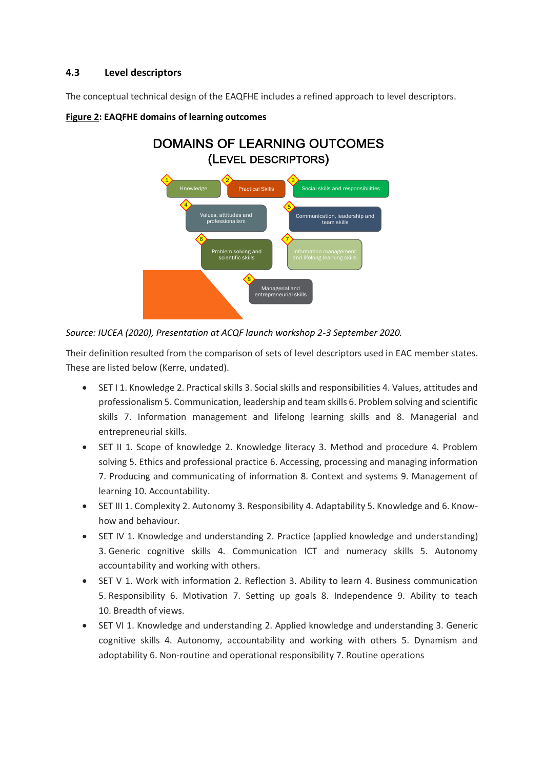### 4.3 Level descriptors

The conceptual technical design of the EAQFHE includes a refined approach to level descriptors.

**Figure 2: EAQFHE domains of learning outcomes**

DOMAINS OF LEARNING OUTCOMES
(LEVEL DESCRIPTORS)

1 Knowledge
2 Practical Skills
3 Social skills and responsibilities
4 Values, attitudes and professionalism
5 Communication, leadership and team skills
6 Problem solving and scientific skills
7 Information management and lifelong learning skills
8 Managerial and entrepreneurial skills

*Source: IUCEA (2020), Presentation at ACQF launch workshop 2-3 September 2020.*

Their definition resulted from the comparison of sets of level descriptors used in EAC member states. These are listed below (Kerre, undated).

- SET I 1. Knowledge 2. Practical skills 3. Social skills and responsibilities 4. Values, attitudes and professionalism 5. Communication, leadership and team skills 6. Problem solving and scientific skills 7. Information management and lifelong learning skills and 8. Managerial and entrepreneurial skills.
- SET II 1. Scope of knowledge 2. Knowledge literacy 3. Method and procedure 4. Problem solving 5. Ethics and professional practice 6. Accessing, processing and managing information 7. Producing and communicating of information 8. Context and systems 9. Management of learning 10. Accountability.
- SET III 1. Complexity 2. Autonomy 3. Responsibility 4. Adaptability 5. Knowledge and 6. Know-how and behaviour.
- SET IV 1. Knowledge and understanding 2. Practice (applied knowledge and understanding) 3. Generic cognitive skills 4. Communication ICT and numeracy skills 5. Autonomy accountability and working with others.
- SET V 1. Work with information 2. Reflection 3. Ability to learn 4. Business communication 5. Responsibility 6. Motivation 7. Setting up goals 8. Independence 9. Ability to teach 10. Breadth of views.
- SET VI 1. Knowledge and understanding 2. Applied knowledge and understanding 3. Generic cognitive skills 4. Autonomy, accountability and working with others 5. Dynamism and adoptability 6. Non-routine and operational responsibility 7. Routine operations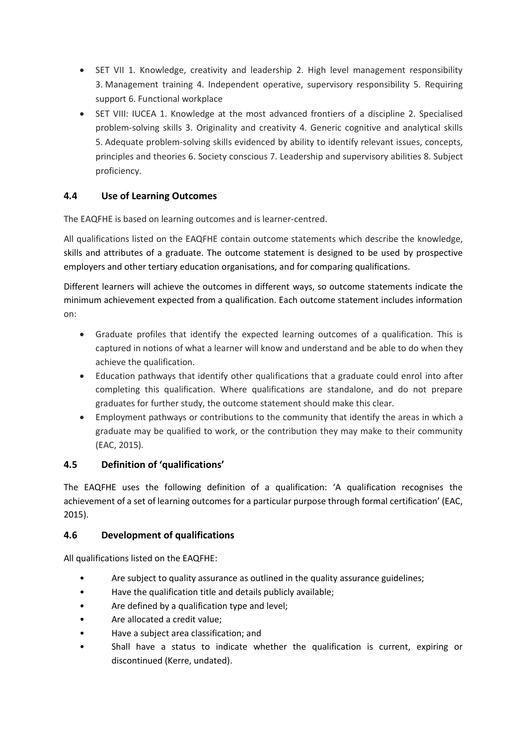- SET VII 1. Knowledge, creativity and leadership 2. High level management responsibility 3. Management training 4. Independent operative, supervisory responsibility 5. Requiring support 6. Functional workplace
- SET VIII: IUCEA 1. Knowledge at the most advanced frontiers of a discipline 2. Specialised problem-solving skills 3. Originality and creativity 4. Generic cognitive and analytical skills 5. Adequate problem-solving skills evidenced by ability to identify relevant issues, concepts, principles and theories 6. Society conscious 7. Leadership and supervisory abilities 8. Subject proficiency.

### 4.4 Use of Learning Outcomes

The EAQFHE is based on learning outcomes and is learner-centred.

All qualifications listed on the EAQFHE contain outcome statements which describe the knowledge, skills and attributes of a graduate. The outcome statement is designed to be used by prospective employers and other tertiary education organisations, and for comparing qualifications.

Different learners will achieve the outcomes in different ways, so outcome statements indicate the minimum achievement expected from a qualification. Each outcome statement includes information on:

- Graduate profiles that identify the expected learning outcomes of a qualification. This is captured in notions of what a learner will know and understand and be able to do when they achieve the qualification.
- Education pathways that identify other qualifications that a graduate could enrol into after completing this qualification. Where qualifications are standalone, and do not prepare graduates for further study, the outcome statement should make this clear.
- Employment pathways or contributions to the community that identify the areas in which a graduate may be qualified to work, or the contribution they may make to their community (EAC, 2015).

### 4.5 Definition of 'qualifications'

The EAQFHE uses the following definition of a qualification: 'A qualification recognises the achievement of a set of learning outcomes for a particular purpose through formal certification' (EAC, 2015).

### 4.6 Development of qualifications

All qualifications listed on the EAQFHE:

- Are subject to quality assurance as outlined in the quality assurance guidelines;
- Have the qualification title and details publicly available;
- Are defined by a qualification type and level;
- Are allocated a credit value;
- Have a subject area classification; and
- Shall have a status to indicate whether the qualification is current, expiring or discontinued (Kerre, undated).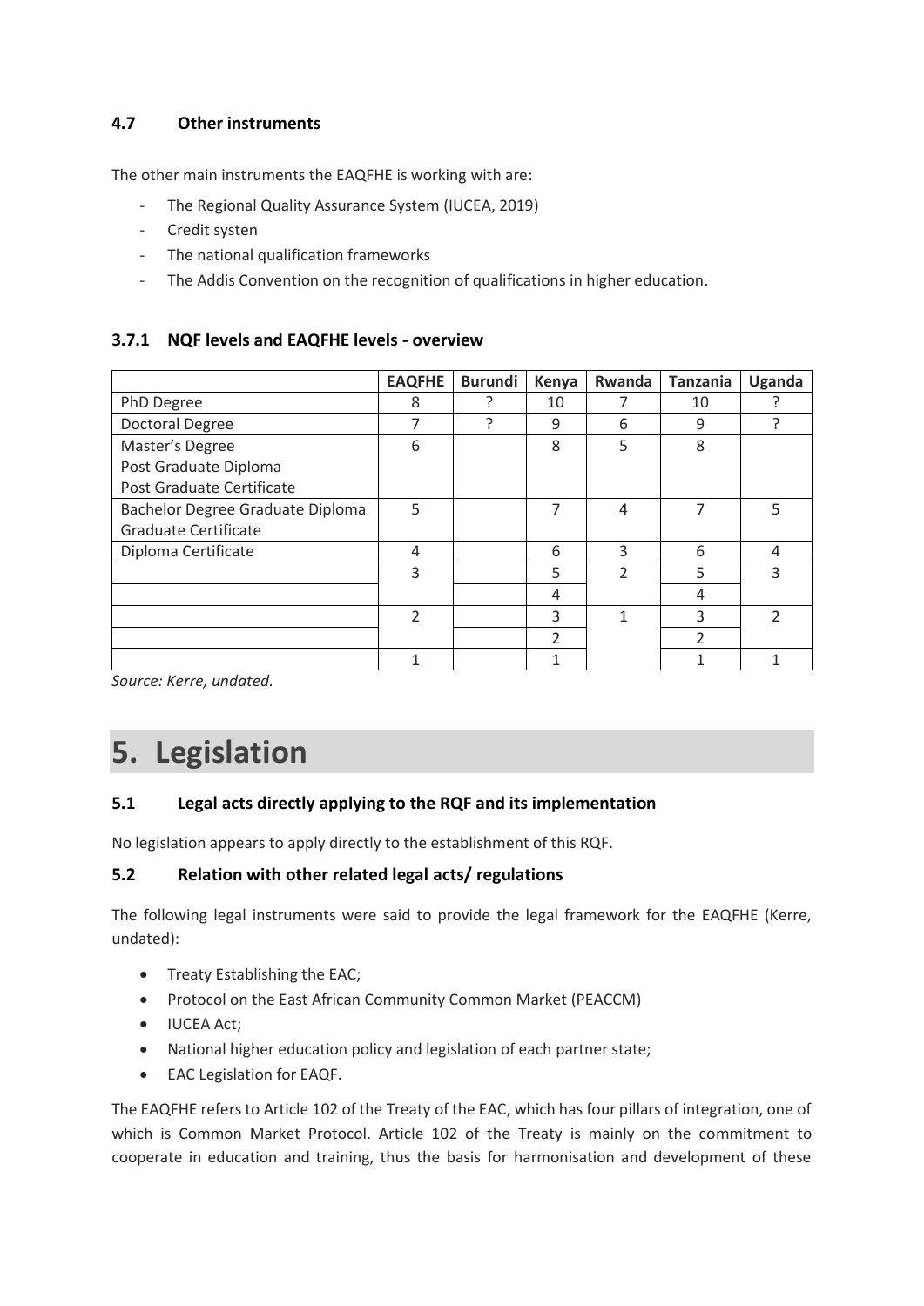### 4.7 Other instruments

The other main instruments the EAQFHE is working with are:

- The Regional Quality Assurance System (IUCEA, 2019)
- Credit systen
- The national qualification frameworks
- The Addis Convention on the recognition of qualifications in higher education.

### 3.7.1 NQF levels and EAQFHE levels - overview

| | EAQFHE | Burundi | Kenya | Rwanda | Tanzania | Uganda |
|---|---|---|---|---|---|---|
| PhD Degree | 8 | ? | 10 | 7 | 10 | ? |
| Doctoral Degree | 7 | ? | 9 | 6 | 9 | ? |
| Master's Degree<br>Post Graduate Diploma<br>Post Graduate Certificate | 6 | | 8 | 5 | 8 | |
| Bachelor Degree Graduate Diploma<br>Graduate Certificate | 5 | | 7 | 4 | 7 | 5 |
| Diploma Certificate | 4 | | 6 | 3 | 6 | 4 |
| | 3 | | 5 | 2 | 5 | 3 |
| | | | 4 | | 4 | |
| | 2 | | 3 | 1 | 3 | 2 |
| | | | 2 | | 2 | |
| | 1 | | 1 | | 1 | 1 |

*Source: Kerre, undated.*

# 5. Legislation

### 5.1 Legal acts directly applying to the RQF and its implementation

No legislation appears to apply directly to the establishment of this RQF.

### 5.2 Relation with other related legal acts/ regulations

The following legal instruments were said to provide the legal framework for the EAQFHE (Kerre, undated):

- Treaty Establishing the EAC;
- Protocol on the East African Community Common Market (PEACCM)
- IUCEA Act;
- National higher education policy and legislation of each partner state;
- EAC Legislation for EAQF.

The EAQFHE refers to Article 102 of the Treaty of the EAC, which has four pillars of integration, one of which is Common Market Protocol. Article 102 of the Treaty is mainly on the commitment to cooperate in education and training, thus the basis for harmonisation and development of these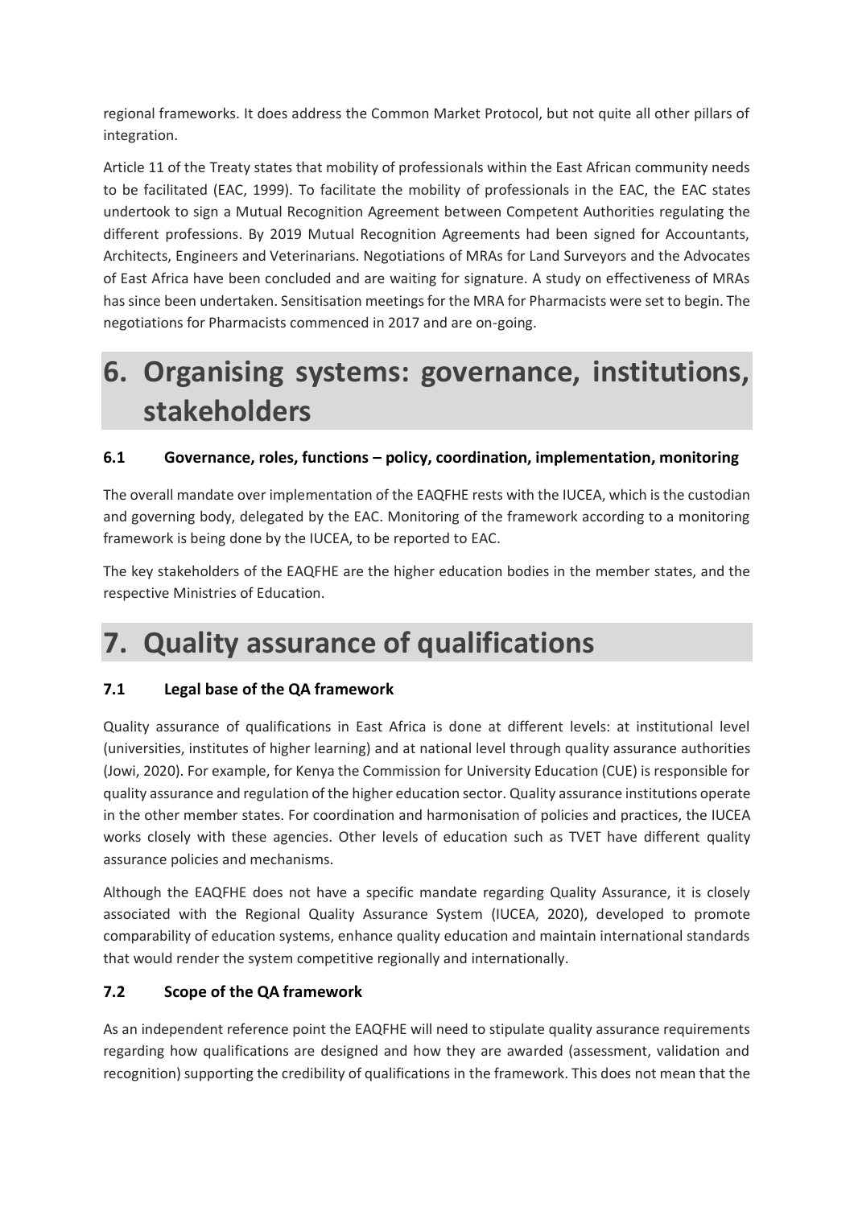regional frameworks. It does address the Common Market Protocol, but not quite all other pillars of integration.

Article 11 of the Treaty states that mobility of professionals within the East African community needs to be facilitated (EAC, 1999). To facilitate the mobility of professionals in the EAC, the EAC states undertook to sign a Mutual Recognition Agreement between Competent Authorities regulating the different professions. By 2019 Mutual Recognition Agreements had been signed for Accountants, Architects, Engineers and Veterinarians. Negotiations of MRAs for Land Surveyors and the Advocates of East Africa have been concluded and are waiting for signature. A study on effectiveness of MRAs has since been undertaken. Sensitisation meetings for the MRA for Pharmacists were set to begin. The negotiations for Pharmacists commenced in 2017 and are on-going.

# 6. Organising systems: governance, institutions, stakeholders

### 6.1 Governance, roles, functions – policy, coordination, implementation, monitoring

The overall mandate over implementation of the EAQFHE rests with the IUCEA, which is the custodian and governing body, delegated by the EAC. Monitoring of the framework according to a monitoring framework is being done by the IUCEA, to be reported to EAC.

The key stakeholders of the EAQFHE are the higher education bodies in the member states, and the respective Ministries of Education.

# 7. Quality assurance of qualifications

### 7.1 Legal base of the QA framework

Quality assurance of qualifications in East Africa is done at different levels: at institutional level (universities, institutes of higher learning) and at national level through quality assurance authorities (Jowi, 2020). For example, for Kenya the Commission for University Education (CUE) is responsible for quality assurance and regulation of the higher education sector. Quality assurance institutions operate in the other member states. For coordination and harmonisation of policies and practices, the IUCEA works closely with these agencies. Other levels of education such as TVET have different quality assurance policies and mechanisms.

Although the EAQFHE does not have a specific mandate regarding Quality Assurance, it is closely associated with the Regional Quality Assurance System (IUCEA, 2020), developed to promote comparability of education systems, enhance quality education and maintain international standards that would render the system competitive regionally and internationally.

### 7.2 Scope of the QA framework

As an independent reference point the EAQFHE will need to stipulate quality assurance requirements regarding how qualifications are designed and how they are awarded (assessment, validation and recognition) supporting the credibility of qualifications in the framework. This does not mean that the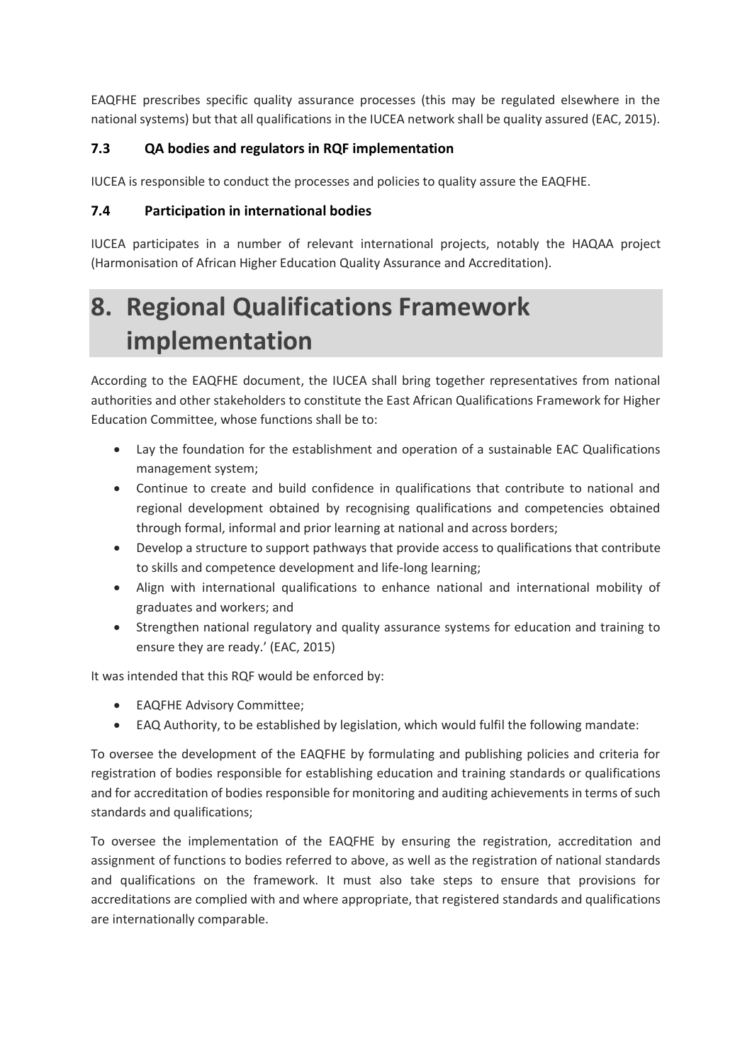EAQFHE prescribes specific quality assurance processes (this may be regulated elsewhere in the national systems) but that all qualifications in the IUCEA network shall be quality assured (EAC, 2015).

### 7.3 QA bodies and regulators in RQF implementation

IUCEA is responsible to conduct the processes and policies to quality assure the EAQFHE.

### 7.4 Participation in international bodies

IUCEA participates in a number of relevant international projects, notably the HAQAA project (Harmonisation of African Higher Education Quality Assurance and Accreditation).

# 8. Regional Qualifications Framework implementation

According to the EAQFHE document, the IUCEA shall bring together representatives from national authorities and other stakeholders to constitute the East African Qualifications Framework for Higher Education Committee, whose functions shall be to:

- Lay the foundation for the establishment and operation of a sustainable EAC Qualifications management system;
- Continue to create and build confidence in qualifications that contribute to national and regional development obtained by recognising qualifications and competencies obtained through formal, informal and prior learning at national and across borders;
- Develop a structure to support pathways that provide access to qualifications that contribute to skills and competence development and life-long learning;
- Align with international qualifications to enhance national and international mobility of graduates and workers; and
- Strengthen national regulatory and quality assurance systems for education and training to ensure they are ready.' (EAC, 2015)

It was intended that this RQF would be enforced by:

- EAQFHE Advisory Committee;
- EAQ Authority, to be established by legislation, which would fulfil the following mandate:

To oversee the development of the EAQFHE by formulating and publishing policies and criteria for registration of bodies responsible for establishing education and training standards or qualifications and for accreditation of bodies responsible for monitoring and auditing achievements in terms of such standards and qualifications;

To oversee the implementation of the EAQFHE by ensuring the registration, accreditation and assignment of functions to bodies referred to above, as well as the registration of national standards and qualifications on the framework. It must also take steps to ensure that provisions for accreditations are complied with and where appropriate, that registered standards and qualifications are internationally comparable.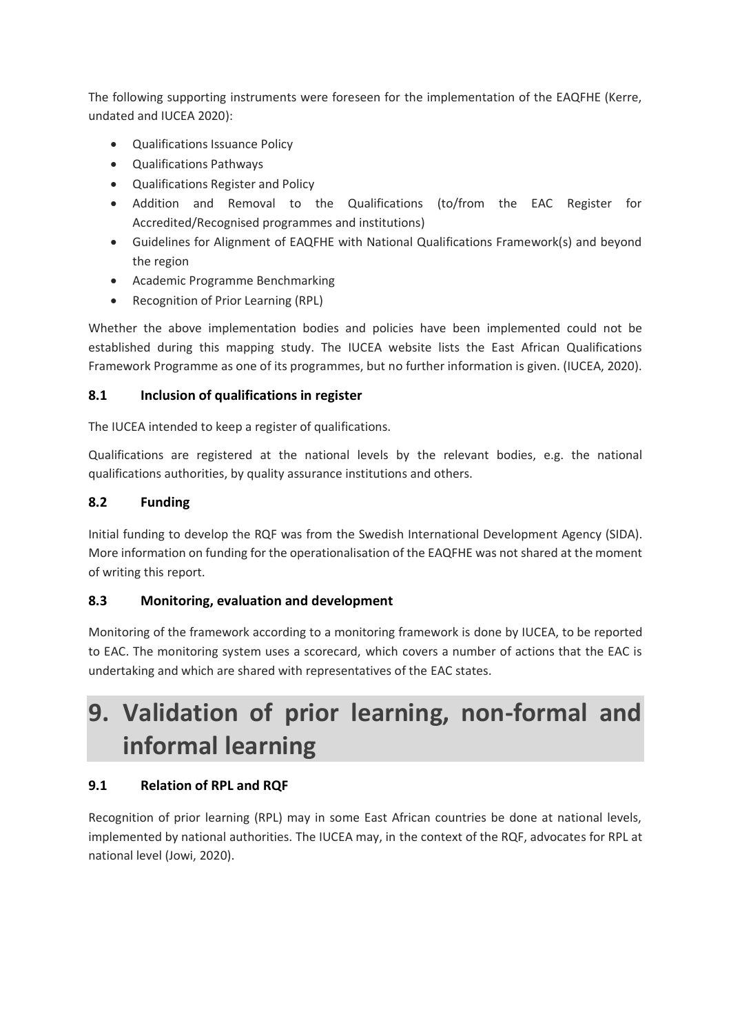The following supporting instruments were foreseen for the implementation of the EAQFHE (Kerre, undated and IUCEA 2020):

- Qualifications Issuance Policy
- Qualifications Pathways
- Qualifications Register and Policy
- Addition and Removal to the Qualifications (to/from the EAC Register for Accredited/Recognised programmes and institutions)
- Guidelines for Alignment of EAQFHE with National Qualifications Framework(s) and beyond the region
- Academic Programme Benchmarking
- Recognition of Prior Learning (RPL)

Whether the above implementation bodies and policies have been implemented could not be established during this mapping study. The IUCEA website lists the East African Qualifications Framework Programme as one of its programmes, but no further information is given. (IUCEA, 2020).

### 8.1 Inclusion of qualifications in register

The IUCEA intended to keep a register of qualifications.

Qualifications are registered at the national levels by the relevant bodies, e.g. the national qualifications authorities, by quality assurance institutions and others.

### 8.2 Funding

Initial funding to develop the RQF was from the Swedish International Development Agency (SIDA). More information on funding for the operationalisation of the EAQFHE was not shared at the moment of writing this report.

### 8.3 Monitoring, evaluation and development

Monitoring of the framework according to a monitoring framework is done by IUCEA, to be reported to EAC. The monitoring system uses a scorecard, which covers a number of actions that the EAC is undertaking and which are shared with representatives of the EAC states.

# 9. Validation of prior learning, non-formal and informal learning

### 9.1 Relation of RPL and RQF

Recognition of prior learning (RPL) may in some East African countries be done at national levels, implemented by national authorities. The IUCEA may, in the context of the RQF, advocates for RPL at national level (Jowi, 2020).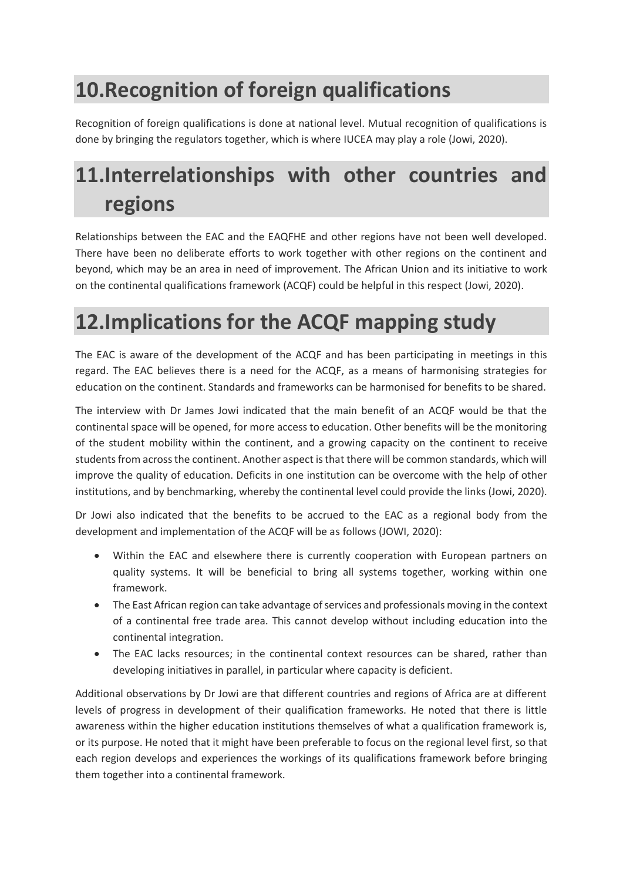# 10. Recognition of foreign qualifications

Recognition of foreign qualifications is done at national level. Mutual recognition of qualifications is done by bringing the regulators together, which is where IUCEA may play a role (Jowi, 2020).

# 11. Interrelationships with other countries and regions

Relationships between the EAC and the EAQFHE and other regions have not been well developed. There have been no deliberate efforts to work together with other regions on the continent and beyond, which may be an area in need of improvement. The African Union and its initiative to work on the continental qualifications framework (ACQF) could be helpful in this respect (Jowi, 2020).

# 12. Implications for the ACQF mapping study

The EAC is aware of the development of the ACQF and has been participating in meetings in this regard. The EAC believes there is a need for the ACQF, as a means of harmonising strategies for education on the continent. Standards and frameworks can be harmonised for benefits to be shared.

The interview with Dr James Jowi indicated that the main benefit of an ACQF would be that the continental space will be opened, for more access to education. Other benefits will be the monitoring of the student mobility within the continent, and a growing capacity on the continent to receive students from across the continent. Another aspect is that there will be common standards, which will improve the quality of education. Deficits in one institution can be overcome with the help of other institutions, and by benchmarking, whereby the continental level could provide the links (Jowi, 2020).

Dr Jowi also indicated that the benefits to be accrued to the EAC as a regional body from the development and implementation of the ACQF will be as follows (JOWI, 2020):

- Within the EAC and elsewhere there is currently cooperation with European partners on quality systems. It will be beneficial to bring all systems together, working within one framework.
- The East African region can take advantage of services and professionals moving in the context of a continental free trade area. This cannot develop without including education into the continental integration.
- The EAC lacks resources; in the continental context resources can be shared, rather than developing initiatives in parallel, in particular where capacity is deficient.

Additional observations by Dr Jowi are that different countries and regions of Africa are at different levels of progress in development of their qualification frameworks. He noted that there is little awareness within the higher education institutions themselves of what a qualification framework is, or its purpose. He noted that it might have been preferable to focus on the regional level first, so that each region develops and experiences the workings of its qualifications framework before bringing them together into a continental framework.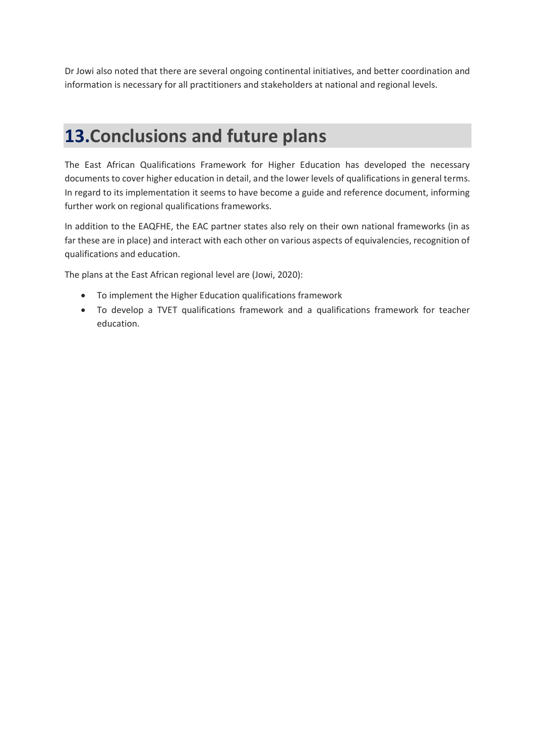Dr Jowi also noted that there are several ongoing continental initiatives, and better coordination and information is necessary for all practitioners and stakeholders at national and regional levels.

# 13. Conclusions and future plans

The East African Qualifications Framework for Higher Education has developed the necessary documents to cover higher education in detail, and the lower levels of qualifications in general terms. In regard to its implementation it seems to have become a guide and reference document, informing further work on regional qualifications frameworks.

In addition to the EAQFHE, the EAC partner states also rely on their own national frameworks (in as far these are in place) and interact with each other on various aspects of equivalencies, recognition of qualifications and education.

The plans at the East African regional level are (Jowi, 2020):

- To implement the Higher Education qualifications framework
- To develop a TVET qualifications framework and a qualifications framework for teacher education.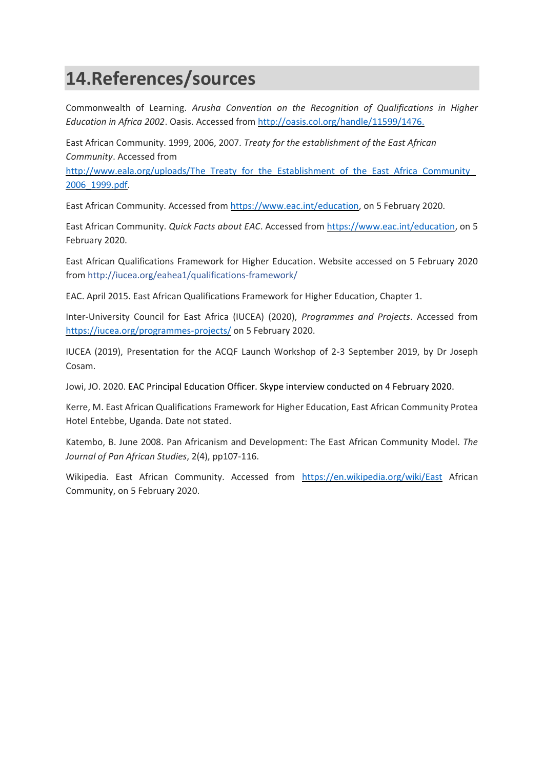# 14.References/sources

Commonwealth of Learning. *Arusha Convention on the Recognition of Qualifications in Higher Education in Africa 2002*. Oasis. Accessed from http://oasis.col.org/handle/11599/1476.

East African Community. 1999, 2006, 2007. *Treaty for the establishment of the East African Community*. Accessed from http://www.eala.org/uploads/The_Treaty_for_the_Establishment_of_the_East_Africa_Community_2006_1999.pdf.

East African Community. Accessed from https://www.eac.int/education, on 5 February 2020.

East African Community. *Quick Facts about EAC*. Accessed from https://www.eac.int/education, on 5 February 2020.

East African Qualifications Framework for Higher Education. Website accessed on 5 February 2020 from http://iucea.org/eahea1/qualifications-framework/

EAC. April 2015. East African Qualifications Framework for Higher Education, Chapter 1.

Inter-University Council for East Africa (IUCEA) (2020), *Programmes and Projects*. Accessed from https://iucea.org/programmes-projects/ on 5 February 2020.

IUCEA (2019), Presentation for the ACQF Launch Workshop of 2-3 September 2019, by Dr Joseph Cosam.

Jowi, JO. 2020. EAC Principal Education Officer. Skype interview conducted on 4 February 2020.

Kerre, M. East African Qualifications Framework for Higher Education, East African Community Protea Hotel Entebbe, Uganda. Date not stated.

Katembo, B. June 2008. Pan Africanism and Development: The East African Community Model. *The Journal of Pan African Studies*, 2(4), pp107-116.

Wikipedia. East African Community. Accessed from https://en.wikipedia.org/wiki/East African Community, on 5 February 2020.